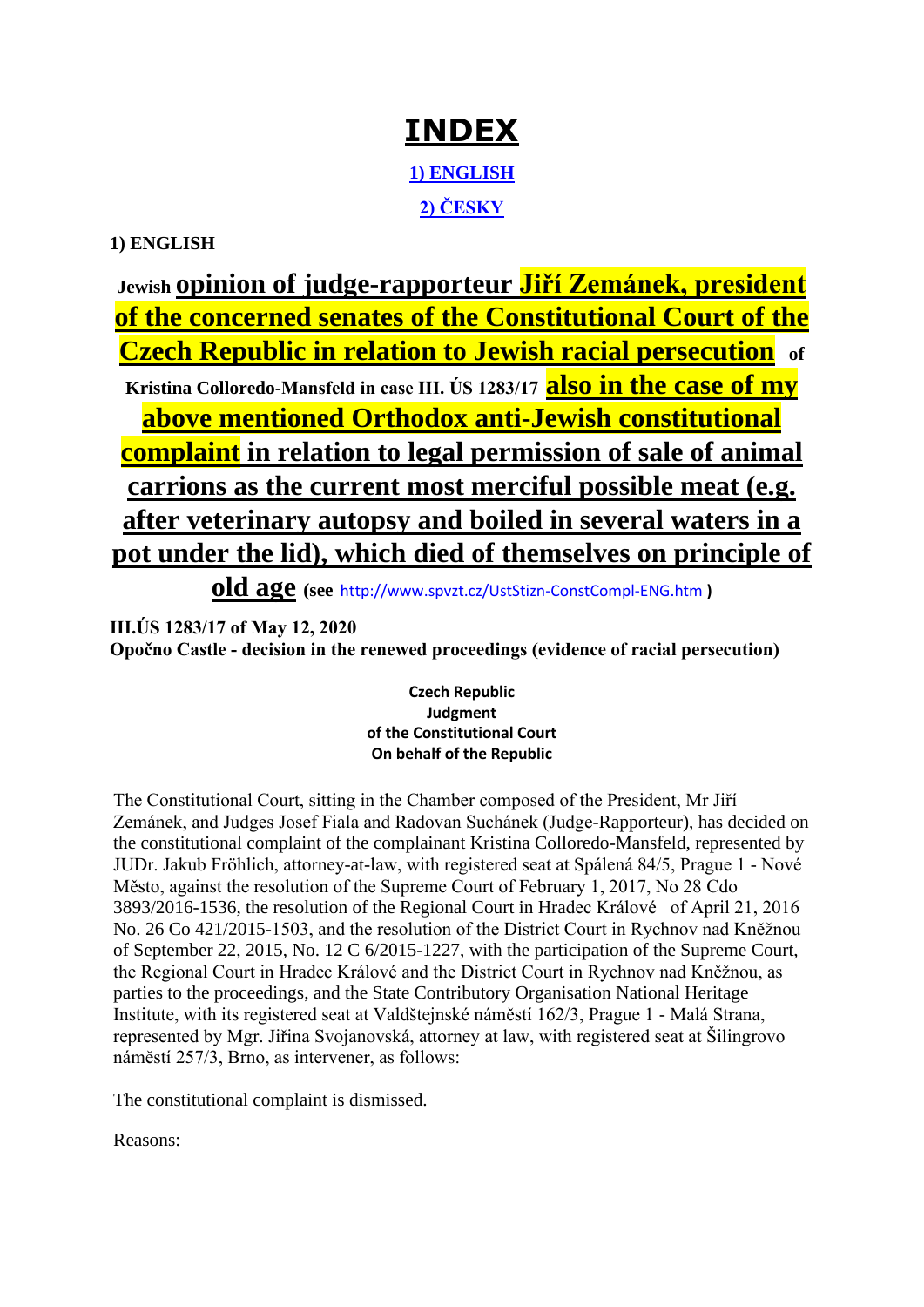# INDEX

**1) ENGLISH**

**2) ČESKY**

**1) ENGLISH**

**Jewish opinion of judge-rapporteur Jiří Zemánek, president of the concerned senates of the Constitutional Court of the Czech Republic in relation to Jewish racial persecution of Kristina Colloredo-Mansfeld in case III. ÚS 1283/17 also in the case of my above mentioned Orthodox anti-Jewish constitutional complaint in relation to legal permission of sale of animal carrions as the current most merciful possible meat (e.g. after veterinary autopsy and boiled in several waters in a pot under the lid), which died of themselves on principle of old age (see http://www.spvzt.cz/UstStizn-ConstCompl-ENG.htm )**

**III.ÚS 1283/17 of May 12, 2020**
**Opočno Castle - decision in the renewed proceedings (evidence of racial persecution)**

**Czech Republic**
**Judgment**
**of the Constitutional Court**
**On behalf of the Republic**

The Constitutional Court, sitting in the Chamber composed of the President, Mr Jiří Zemánek, and Judges Josef Fiala and Radovan Suchánek (Judge-Rapporteur), has decided on the constitutional complaint of the complainant Kristina Colloredo-Mansfeld, represented by JUDr. Jakub Fröhlich, attorney-at-law, with registered seat at Spálená 84/5, Prague 1 - Nové Město, against the resolution of the Supreme Court of February 1, 2017, No 28 Cdo 3893/2016-1536, the resolution of the Regional Court in Hradec Králové of April 21, 2016 No. 26 Co 421/2015-1503, and the resolution of the District Court in Rychnov nad Kněžnou of September 22, 2015, No. 12 C 6/2015-1227, with the participation of the Supreme Court, the Regional Court in Hradec Králové and the District Court in Rychnov nad Kněžnou, as parties to the proceedings, and the State Contributory Organisation National Heritage Institute, with its registered seat at Valdštejnské náměstí 162/3, Prague 1 - Malá Strana, represented by Mgr. Jiřina Svojanovská, attorney at law, with registered seat at Šilingrovo náměstí 257/3, Brno, as intervener, as follows:

The constitutional complaint is dismissed.

Reasons: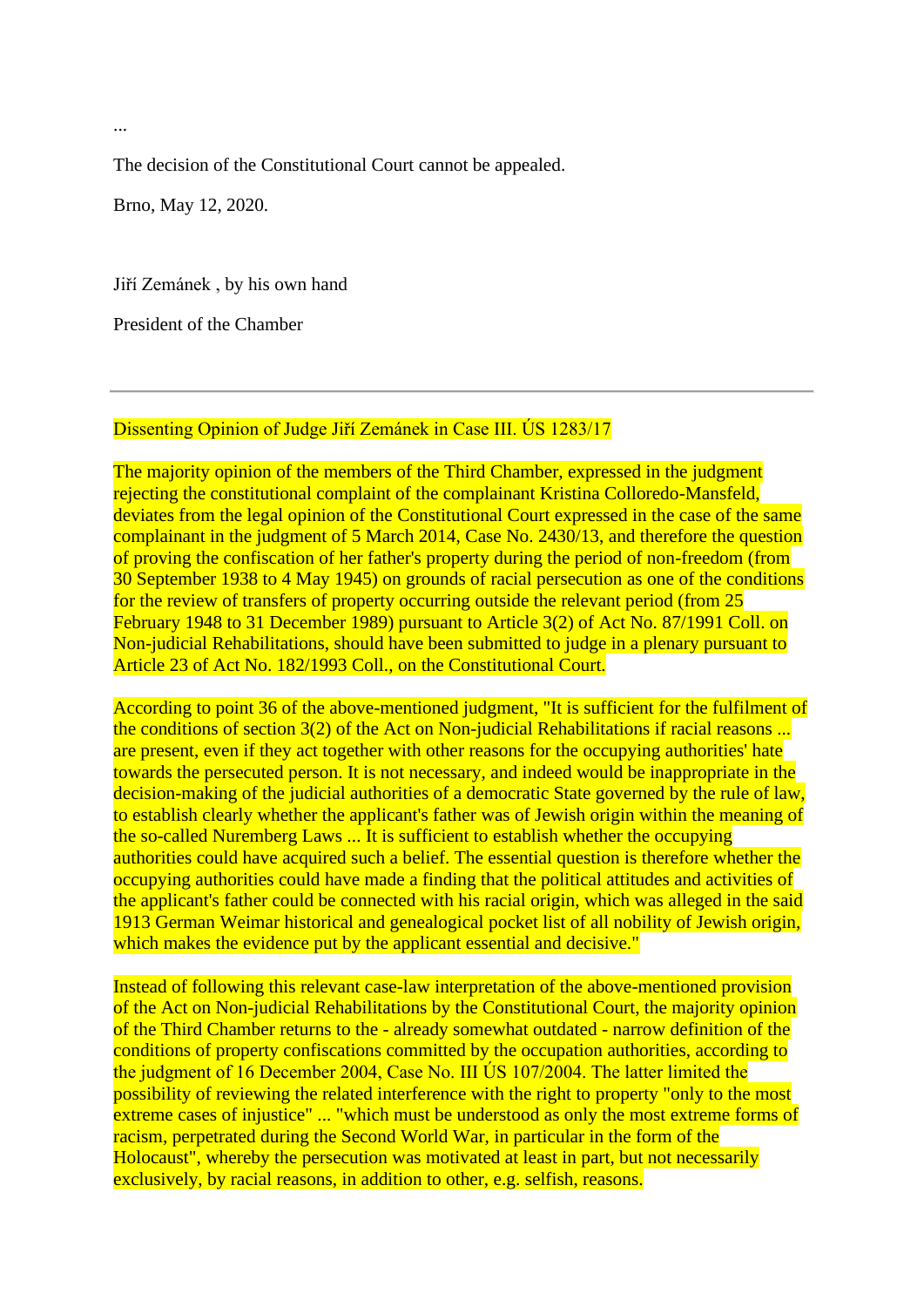...

The decision of the Constitutional Court cannot be appealed.

Brno, May 12, 2020.

Jiří Zemánek , by his own hand

President of the Chamber

---

Dissenting Opinion of Judge Jiří Zemánek in Case III. ÚS 1283/17

The majority opinion of the members of the Third Chamber, expressed in the judgment rejecting the constitutional complaint of the complainant Kristina Colloredo-Mansfeld, deviates from the legal opinion of the Constitutional Court expressed in the case of the same complainant in the judgment of 5 March 2014, Case No. 2430/13, and therefore the question of proving the confiscation of her father's property during the period of non-freedom (from 30 September 1938 to 4 May 1945) on grounds of racial persecution as one of the conditions for the review of transfers of property occurring outside the relevant period (from 25 February 1948 to 31 December 1989) pursuant to Article 3(2) of Act No. 87/1991 Coll. on Non-judicial Rehabilitations, should have been submitted to judge in a plenary pursuant to Article 23 of Act No. 182/1993 Coll., on the Constitutional Court.

According to point 36 of the above-mentioned judgment, "It is sufficient for the fulfilment of the conditions of section 3(2) of the Act on Non-judicial Rehabilitations if racial reasons ... are present, even if they act together with other reasons for the occupying authorities' hate towards the persecuted person. It is not necessary, and indeed would be inappropriate in the decision-making of the judicial authorities of a democratic State governed by the rule of law, to establish clearly whether the applicant's father was of Jewish origin within the meaning of the so-called Nuremberg Laws ... It is sufficient to establish whether the occupying authorities could have acquired such a belief. The essential question is therefore whether the occupying authorities could have made a finding that the political attitudes and activities of the applicant's father could be connected with his racial origin, which was alleged in the said 1913 German Weimar historical and genealogical pocket list of all nobility of Jewish origin, which makes the evidence put by the applicant essential and decisive."

Instead of following this relevant case-law interpretation of the above-mentioned provision of the Act on Non-judicial Rehabilitations by the Constitutional Court, the majority opinion of the Third Chamber returns to the - already somewhat outdated - narrow definition of the conditions of property confiscations committed by the occupation authorities, according to the judgment of 16 December 2004, Case No. III ÚS 107/2004. The latter limited the possibility of reviewing the related interference with the right to property "only to the most extreme cases of injustice" ... "which must be understood as only the most extreme forms of racism, perpetrated during the Second World War, in particular in the form of the Holocaust", whereby the persecution was motivated at least in part, but not necessarily exclusively, by racial reasons, in addition to other, e.g. selfish, reasons.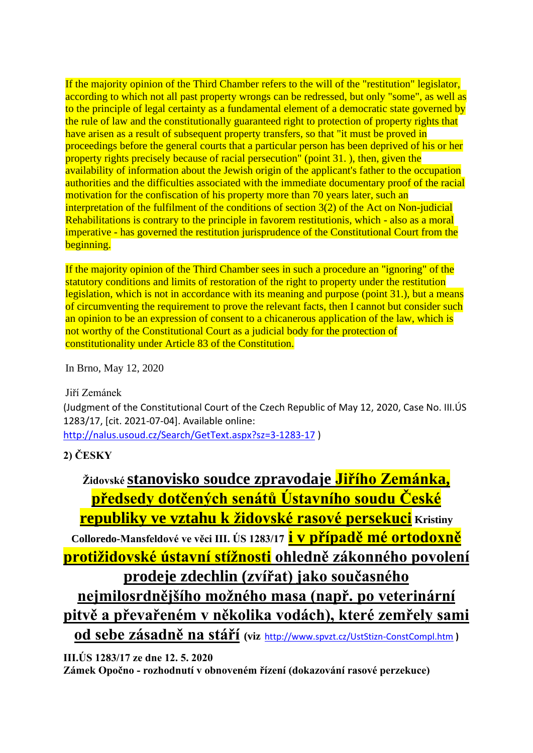If the majority opinion of the Third Chamber refers to the will of the "restitution" legislator, according to which not all past property wrongs can be redressed, but only "some", as well as to the principle of legal certainty as a fundamental element of a democratic state governed by the rule of law and the constitutionally guaranteed right to protection of property rights that have arisen as a result of subsequent property transfers, so that "it must be proved in proceedings before the general courts that a particular person has been deprived of his or her property rights precisely because of racial persecution" (point 31. ), then, given the availability of information about the Jewish origin of the applicant's father to the occupation authorities and the difficulties associated with the immediate documentary proof of the racial motivation for the confiscation of his property more than 70 years later, such an interpretation of the fulfilment of the conditions of section 3(2) of the Act on Non-judicial Rehabilitations is contrary to the principle in favorem restitutionis, which - also as a moral imperative - has governed the restitution jurisprudence of the Constitutional Court from the beginning.

If the majority opinion of the Third Chamber sees in such a procedure an "ignoring" of the statutory conditions and limits of restoration of the right to property under the restitution legislation, which is not in accordance with its meaning and purpose (point 31.), but a means of circumventing the requirement to prove the relevant facts, then I cannot but consider such an opinion to be an expression of consent to a chicanerous application of the law, which is not worthy of the Constitutional Court as a judicial body for the protection of constitutionality under Article 83 of the Constitution.

In Brno, May 12, 2020

Jiří Zemánek

(Judgment of the Constitutional Court of the Czech Republic of May 12, 2020, Case No. III.ÚS 1283/17, [cit. 2021-07-04]. Available online: http://nalus.usoud.cz/Search/GetText.aspx?sz=3-1283-17 )

**2) ČESKY**

**Židovské <u>stanovisko soudce zpravodaje Jiřího Zemánka, předsedy dotčených senátů Ústavního soudu České republiky ve vztahu k židovské rasové persekuci</u> Kristiny Colloredo-Mansfeldové ve věci III. ÚS 1283/17 <u>i v případě mé ortodoxně protižidovské ústavní stížnosti ohledně zákonného povolení prodeje zdechlin (zvířat) jako současného nejmilosrdnějšího možného masa (např. po veterinární pitvě a převařeném v několika vodách), které zemřely sami od sebe zásadně na stáří</u> (viz http://www.spvzt.cz/UstStizn-ConstCompl.htm )**

**III.ÚS 1283/17 ze dne 12. 5. 2020**
**Zámek Opočno - rozhodnutí v obnoveném řízení (dokazování rasové perzekuce)**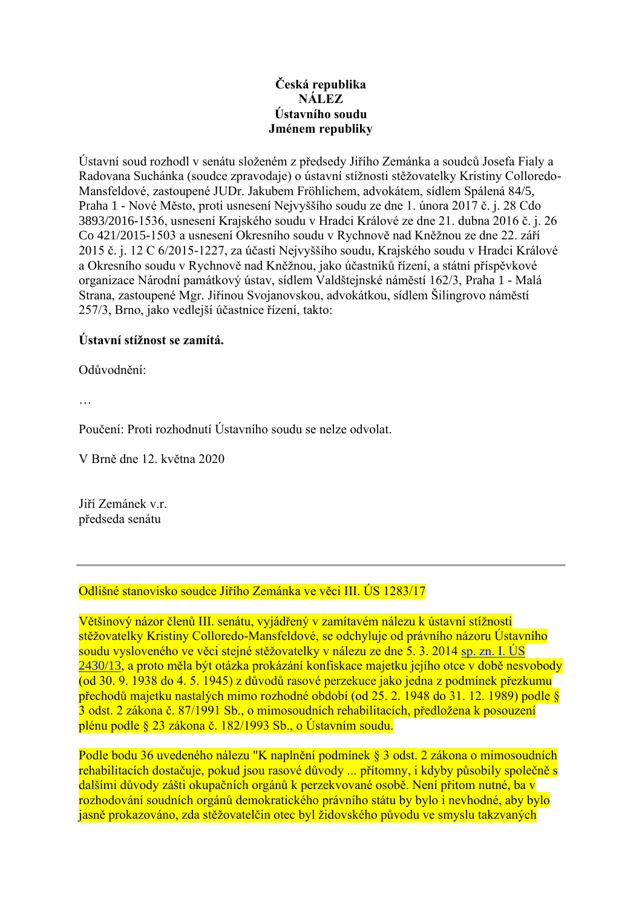**Česká republika**
**NÁLEZ**
**Ústavního soudu**
**Jménem republiky**

Ústavní soud rozhodl v senátu složeném z předsedy Jiřího Zemánka a soudců Josefa Fialy a Radovana Suchánka (soudce zpravodaje) o ústavní stížnosti stěžovatelky Kristiny Colloredo-Mansfeldové, zastoupené JUDr. Jakubem Fröhlichem, advokátem, sídlem Spálená 84/5, Praha 1 - Nové Město, proti usnesení Nejvyššího soudu ze dne 1. února 2017 č. j. 28 Cdo 3893/2016-1536, usnesení Krajského soudu v Hradci Králové ze dne 21. dubna 2016 č. j. 26 Co 421/2015-1503 a usnesení Okresního soudu v Rychnově nad Kněžnou ze dne 22. září 2015 č. j. 12 C 6/2015-1227, za účasti Nejvyššího soudu, Krajského soudu v Hradci Králové a Okresního soudu v Rychnově nad Kněžnou, jako účastníků řízení, a státní příspěvkové organizace Národní památkový ústav, sídlem Valdštejnské náměstí 162/3, Praha 1 - Malá Strana, zastoupené Mgr. Jiřinou Svojanovskou, advokátkou, sídlem Šilingrovo náměstí 257/3, Brno, jako vedlejší účastnice řízení, takto:

**Ústavní stížnost se zamítá.**

Odůvodnění:

…

Poučení: Proti rozhodnutí Ústavního soudu se nelze odvolat.

V Brně dne 12. května 2020

Jiří Zemánek v.r.
předseda senátu

---

Odlišné stanovisko soudce Jiřího Zemánka ve věci III. ÚS 1283/17

Většinový názor členů III. senátu, vyjádřený v zamítavém nálezu k ústavní stížnosti stěžovatelky Kristiny Colloredo-Mansfeldové, se odchyluje od právního názoru Ústavního soudu vysloveného ve věci stejné stěžovatelky v nálezu ze dne 5. 3. 2014 sp. zn. I. ÚS 2430/13, a proto měla být otázka prokázání rasové perzekuce jako jedna z podmínek přezkumu přechodů majetku nastalých mimo rozhodné období (od 25. 2. 1948 do 31. 12. 1989) podle § 3 odst. 2 zákona č. 87/1991 Sb., o mimosoudních rehabilitacích, předložena k posouzení plénu podle § 23 zákona č. 182/1993 Sb., o Ústavním soudu.

Podle bodu 36 uvedeného nálezu "K naplnění podmínek § 3 odst. 2 zákona o mimosoudních rehabilitacích dostačuje, pokud jsou rasové důvody ... přítomny, i kdyby působily společně s dalšími důvody zášti okupačních orgánů k perzekvované osobě. Není přitom nutné, ba v rozhodování soudních orgánů demokratického právního státu by bylo i nevhodné, aby bylo jasně prokazováno, zda stěžovatelčin otec byl židovského původu ve smyslu takzvaných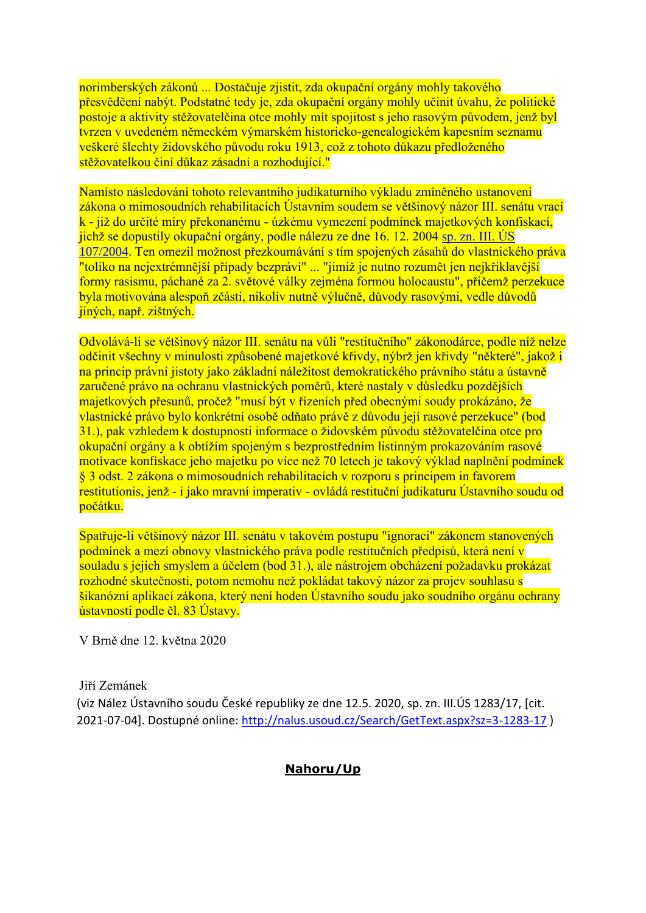norimberských zákonů ... Dostačuje zjistit, zda okupační orgány mohly takového přesvědčení nabýt. Podstatné tedy je, zda okupační orgány mohly učinit úvahu, že politické postoje a aktivity stěžovatelčina otce mohly mít spojitost s jeho rasovým původem, jenž byl tvrzen v uvedeném německém výmarském historicko-genealogickém kapesním seznamu veškeré šlechty židovského původu roku 1913, což z tohoto důkazu předloženého stěžovatelkou činí důkaz zásadní a rozhodující."

Namísto následování tohoto relevantního judikaturního výkladu zmíněného ustanovení zákona o mimosoudních rehabilitacích Ústavním soudem se většinový názor III. senátu vrací k - již do určité míry překonanému - úzkému vymezení podmínek majetkových konfiskací, jichž se dopustily okupační orgány, podle nálezu ze dne 16. 12. 2004 [sp. zn. III. ÚS 107/2004](). Ten omezil možnost přezkoumávání s tím spojených zásahů do vlastnického práva "toliko na nejextrémnější případy bezpráví" ... "jimiž je nutno rozumět jen nejkřiklavější formy rasismu, páchané za 2. světové války zejména formou holocaustu", přičemž perzekuce byla motivována alespoň zčásti, nikoliv nutně výlučně, důvody rasovými, vedle důvodů jiných, např. zištných.

Odvolává-li se většinový názor III. senátu na vůli "restitučního" zákonodárce, podle níž nelze odčinit všechny v minulosti způsobené majetkové křivdy, nýbrž jen křivdy "některé", jakož i na princip právní jistoty jako základní náležitost demokratického právního státu a ústavně zaručené právo na ochranu vlastnických poměrů, které nastaly v důsledku pozdějších majetkových přesunů, pročež "musí být v řízeních před obecnými soudy prokázáno, že vlastnické právo bylo konkrétní osobě odňato právě z důvodu její rasové perzekuce" (bod 31.), pak vzhledem k dostupnosti informace o židovském původu stěžovatelčina otce pro okupační orgány a k obtížím spojeným s bezprostředním listinným prokazováním rasové motivace konfiskace jeho majetku po více než 70 letech je takový výklad naplnění podmínek § 3 odst. 2 zákona o mimosoudních rehabilitacích v rozporu s principem in favorem restitutionis, jenž - i jako mravní imperativ - ovládá restituční judikaturu Ústavního soudu od počátku.

Spatřuje-li většinový názor III. senátu v takovém postupu "ignoraci" zákonem stanovených podmínek a mezí obnovy vlastnického práva podle restitučních předpisů, která není v souladu s jejich smyslem a účelem (bod 31.), ale nástrojem obcházení požadavku prokázat rozhodné skutečnosti, potom nemohu než pokládat takový názor za projev souhlasu s šikanózní aplikací zákona, který není hoden Ústavního soudu jako soudního orgánu ochrany ústavnosti podle čl. 83 Ústavy.

V Brně dne 12. května 2020

Jiří Zemánek

(viz Nález Ústavního soudu České republiky ze dne 12.5. 2020, sp. zn. III.ÚS 1283/17, [cit. 2021-07-04]. Dostupné online: http://nalus.usoud.cz/Search/GetText.aspx?sz=3-1283-17 )

**Nahoru/Up**